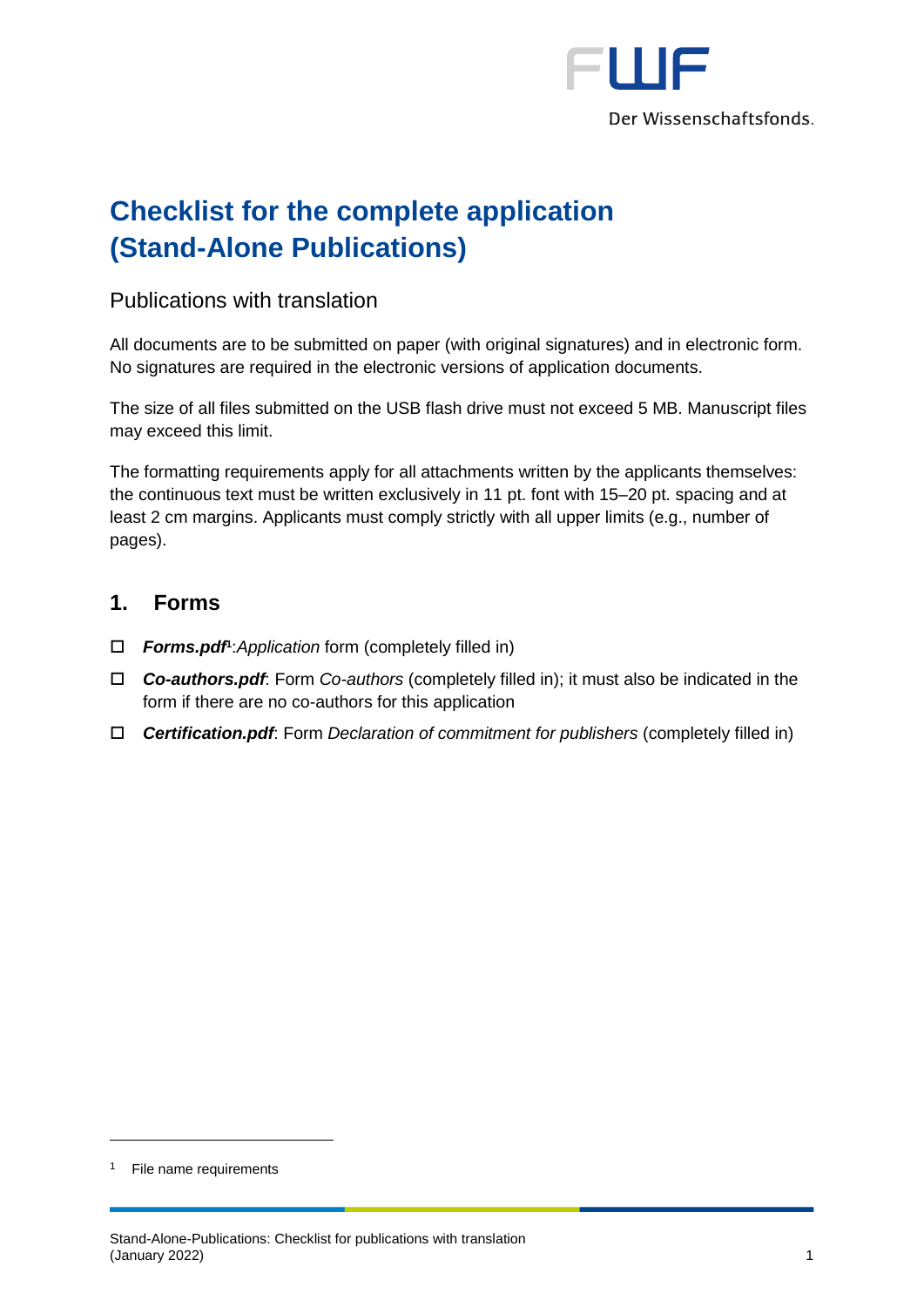# Checklist for the complete application (Stand-Alone Publications)

## Publications with translation

All documents are to be submitted on paper (with original signatures) and in electronic form. No signatures are required in the electronic versions of application documents.

The size of all files submitted on the USB flash drive must not exceed 5 MB. Manuscript files may exceed this limit.

The formatting requirements apply for all attachments written by the applicants themselves: the continuous text must be written exclusively in 11 pt. font with 15–20 pt. spacing and at least 2 cm margins. Applicants must comply strictly with all upper limits (e.g., number of pages).

## 1. Forms

- ☐ ***Forms.pdf***[1]: *Application* form (completely filled in)
- ☐ ***Co-authors.pdf***: Form *Co-authors* (completely filled in); it must also be indicated in the form if there are no co-authors for this application
- ☐ ***Certification.pdf***: Form *Declaration of commitment for publishers* (completely filled in)

[1] File name requirements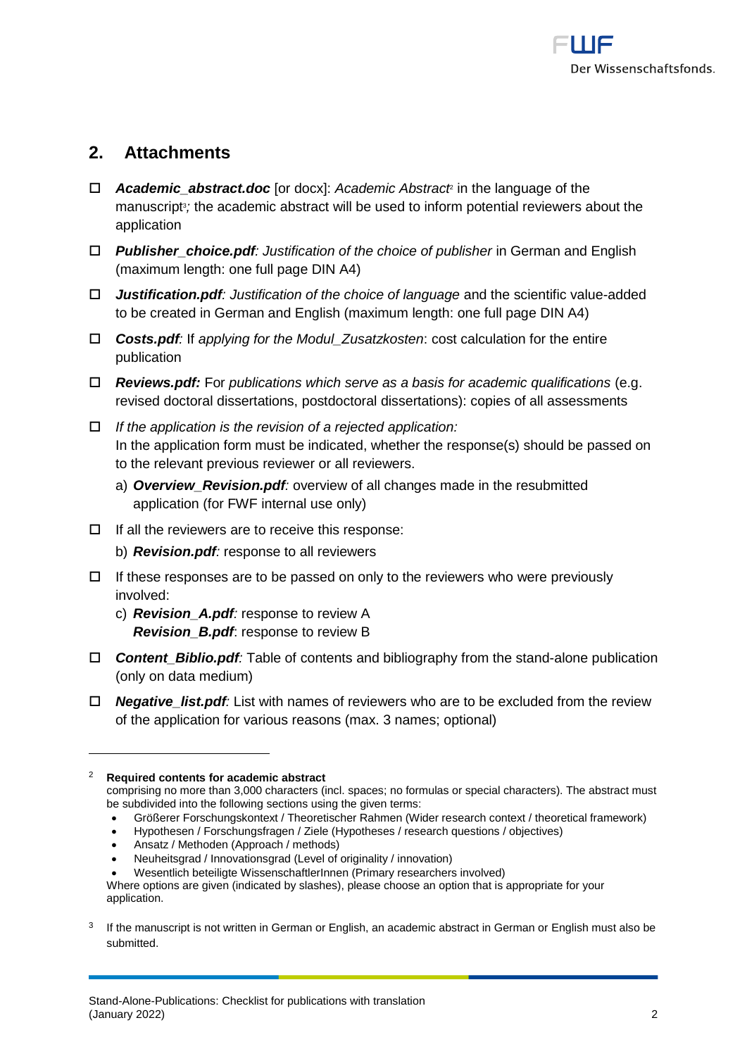## 2. Attachments

- ☐ ***Academic_abstract.doc*** [or docx]: *Academic Abstract*[2] in the language of the manuscript[3]*;* the academic abstract will be used to inform potential reviewers about the application
- ☐ ***Publisher_choice.pdf****: Justification of the choice of publisher* in German and English (maximum length: one full page DIN A4)
- ☐ ***Justification.pdf****: Justification of the choice of language* and the scientific value-added to be created in German and English (maximum length: one full page DIN A4)
- ☐ ***Costs.pdf****:* If *applying for the Modul_Zusatzkosten*: cost calculation for the entire publication
- ☐ ***Reviews.pdf:*** For *publications which serve as a basis for academic qualifications* (e.g. revised doctoral dissertations, postdoctoral dissertations): copies of all assessments
- ☐ *If the application is the revision of a rejected application:*
  In the application form must be indicated, whether the response(s) should be passed on to the relevant previous reviewer or all reviewers.
  a) ***Overview_Revision.pdf****:* overview of all changes made in the resubmitted application (for FWF internal use only)
- ☐ If all the reviewers are to receive this response:
  b) ***Revision.pdf****:* response to all reviewers
- ☐ If these responses are to be passed on only to the reviewers who were previously involved:
  c) ***Revision_A.pdf****:* response to review A
  ***Revision_B.pdf***: response to review B
- ☐ ***Content_Biblio.pdf****:* Table of contents and bibliography from the stand-alone publication (only on data medium)
- ☐ ***Negative_list.pdf****:* List with names of reviewers who are to be excluded from the review of the application for various reasons (max. 3 names; optional)

---

[2] **Required contents for academic abstract**
comprising no more than 3,000 characters (incl. spaces; no formulas or special characters). The abstract must be subdivided into the following sections using the given terms:

- Größerer Forschungskontext / Theoretischer Rahmen (Wider research context / theoretical framework)
- Hypothesen / Forschungsfragen / Ziele (Hypotheses / research questions / objectives)
- Ansatz / Methoden (Approach / methods)
- Neuheitsgrad / Innovationsgrad (Level of originality / innovation)
- Wesentlich beteiligte WissenschaftlerInnen (Primary researchers involved)

Where options are given (indicated by slashes), please choose an option that is appropriate for your application.

[3] If the manuscript is not written in German or English, an academic abstract in German or English must also be submitted.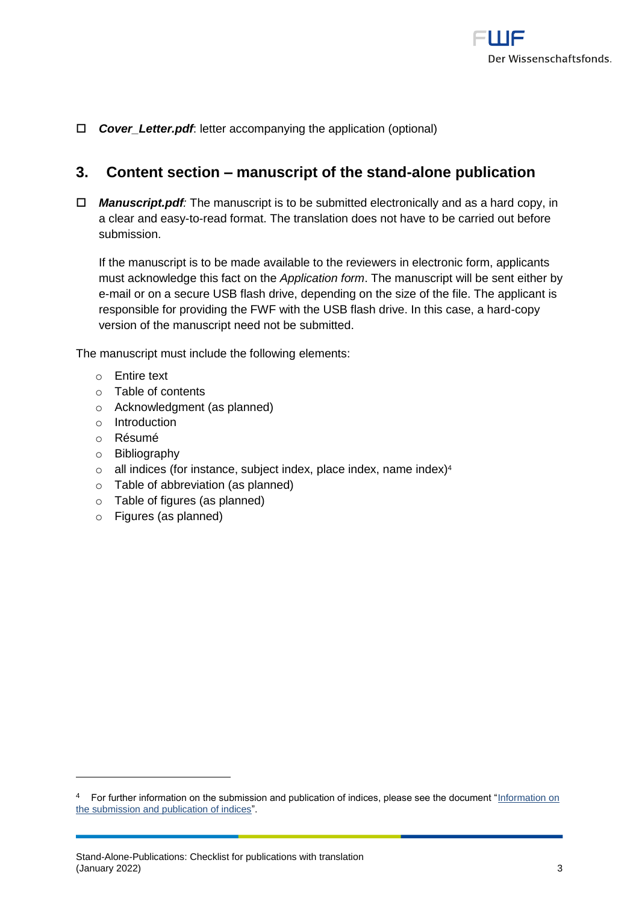- ☐ ***Cover_Letter.pdf***: letter accompanying the application (optional)

## 3. Content section – manuscript of the stand-alone publication

- ☐ ***Manuscript.pdf**:* The manuscript is to be submitted electronically and as a hard copy, in a clear and easy-to-read format. The translation does not have to be carried out before submission.

  If the manuscript is to be made available to the reviewers in electronic form, applicants must acknowledge this fact on the *Application form*. The manuscript will be sent either by e-mail or on a secure USB flash drive, depending on the size of the file. The applicant is responsible for providing the FWF with the USB flash drive. In this case, a hard-copy version of the manuscript need not be submitted.

The manuscript must include the following elements:

- Entire text
- Table of contents
- Acknowledgment (as planned)
- Introduction
- Résumé
- Bibliography
- all indices (for instance, subject index, place index, name index)[4]
- Table of abbreviation (as planned)
- Table of figures (as planned)
- Figures (as planned)

---

[4] For further information on the submission and publication of indices, please see the document "Information on the submission and publication of indices".